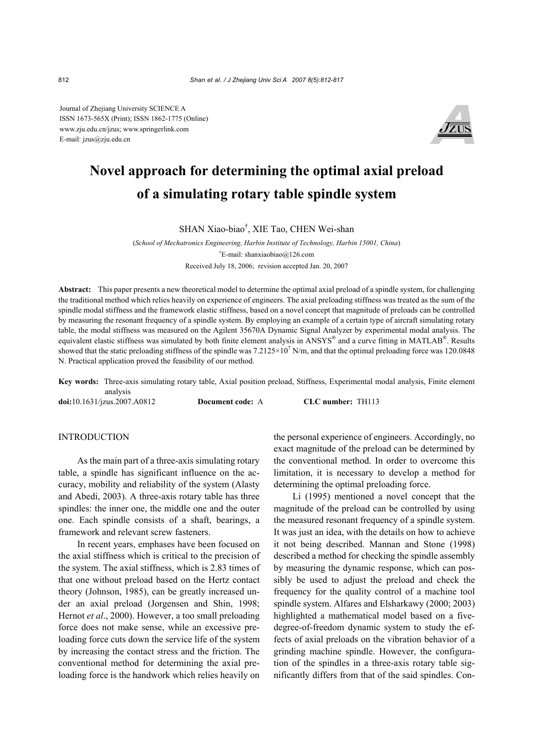Journal of Zhejiang University SCIENCE A
ISSN 1673-565X (Print); ISSN 1862-1775 (Online)
www.zju.edu.cn/jzus; www.springerlink.com
E-mail: jzus@zju.edu.cn

# Novel approach for determining the optimal axial preload of a simulating rotary table spindle system

SHAN Xiao-biao[†], XIE Tao, CHEN Wei-shan

(*School of Mechatronics Engineering, Harbin Institute of Technology, Harbin 15001, China*)

[†]E-mail: shanxiaobiao@126.com

Received July 18, 2006; revision accepted Jan. 20, 2007

**Abstract:** This paper presents a new theoretical model to determine the optimal axial preload of a spindle system, for challenging the traditional method which relies heavily on experience of engineers. The axial preloading stiffness was treated as the sum of the spindle modal stiffness and the framework elastic stiffness, based on a novel concept that magnitude of preloads can be controlled by measuring the resonant frequency of a spindle system. By employing an example of a certain type of aircraft simulating rotary table, the modal stiffness was measured on the Agilent 35670A Dynamic Signal Analyzer by experimental modal analysis. The equivalent elastic stiffness was simulated by both finite element analysis in ANSYS® and a curve fitting in MATLAB®. Results showed that the static preloading stiffness of the spindle was $7.2125\times10^{7}$ N/m, and that the optimal preloading force was 120.0848 N. Practical application proved the feasibility of our method.

**Key words:** Three-axis simulating rotary table, Axial position preload, Stiffness, Experimental modal analysis, Finite element analysis

**doi:**10.1631/jzus.2007.A0812 **Document code:** A **CLC number:** TH113

## INTRODUCTION

As the main part of a three-axis simulating rotary table, a spindle has significant influence on the accuracy, mobility and reliability of the system (Alasty and Abedi, 2003). A three-axis rotary table has three spindles: the inner one, the middle one and the outer one. Each spindle consists of a shaft, bearings, a framework and relevant screw fasteners.

In recent years, emphases have been focused on the axial stiffness which is critical to the precision of the system. The axial stiffness, which is 2.83 times of that one without preload based on the Hertz contact theory (Johnson, 1985), can be greatly increased under an axial preload (Jorgensen and Shin, 1998; Hernot *et al*., 2000). However, a too small preloading force does not make sense, while an excessive preloading force cuts down the service life of the system by increasing the contact stress and the friction. The conventional method for determining the axial preloading force is the handwork which relies heavily on the personal experience of engineers. Accordingly, no exact magnitude of the preload can be determined by the conventional method. In order to overcome this limitation, it is necessary to develop a method for determining the optimal preloading force.

Li (1995) mentioned a novel concept that the magnitude of the preload can be controlled by using the measured resonant frequency of a spindle system. It was just an idea, with the details on how to achieve it not being described. Mannan and Stone (1998) described a method for checking the spindle assembly by measuring the dynamic response, which can possibly be used to adjust the preload and check the frequency for the quality control of a machine tool spindle system. Alfares and Elsharkawy (2000; 2003) highlighted a mathematical model based on a five-degree-of-freedom dynamic system to study the effects of axial preloads on the vibration behavior of a grinding machine spindle. However, the configuration of the spindles in a three-axis rotary table significantly differs from that of the said spindles. Con-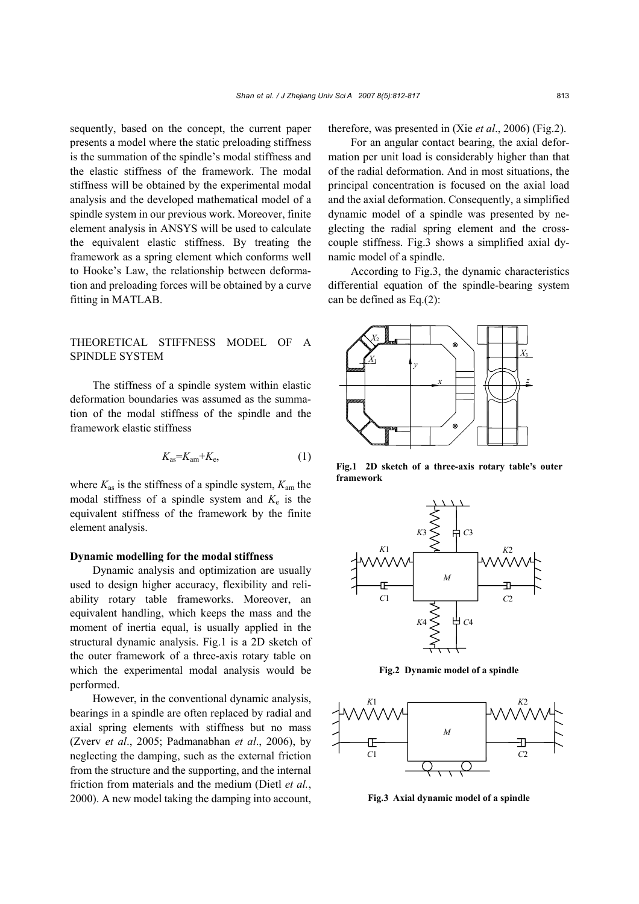sequently, based on the concept, the current paper presents a model where the static preloading stiffness is the summation of the spindle's modal stiffness and the elastic stiffness of the framework. The modal stiffness will be obtained by the experimental modal analysis and the developed mathematical model of a spindle system in our previous work. Moreover, finite element analysis in ANSYS will be used to calculate the equivalent elastic stiffness. By treating the framework as a spring element which conforms well to Hooke's Law, the relationship between deformation and preloading forces will be obtained by a curve fitting in MATLAB.

## THEORETICAL STIFFNESS MODEL OF A SPINDLE SYSTEM

The stiffness of a spindle system within elastic deformation boundaries was assumed as the summation of the modal stiffness of the spindle and the framework elastic stiffness

$$K_{as}=K_{am}+K_{e}, \tag{1}$$

where $K_{as}$ is the stiffness of a spindle system, $K_{am}$ the modal stiffness of a spindle system and $K_e$ is the equivalent stiffness of the framework by the finite element analysis.

### Dynamic modelling for the modal stiffness

Dynamic analysis and optimization are usually used to design higher accuracy, flexibility and reliability rotary table frameworks. Moreover, an equivalent handling, which keeps the mass and the moment of inertia equal, is usually applied in the structural dynamic analysis. Fig.1 is a 2D sketch of the outer framework of a three-axis rotary table on which the experimental modal analysis would be performed.

However, in the conventional dynamic analysis, bearings in a spindle are often replaced by radial and axial spring elements with stiffness but no mass (Zverv *et al*., 2005; Padmanabhan *et al*., 2006), by neglecting the damping, such as the external friction from the structure and the supporting, and the internal friction from materials and the medium (Dietl *et al.*, 2000). A new model taking the damping into account, therefore, was presented in (Xie *et al*., 2006) (Fig.2).

For an angular contact bearing, the axial deformation per unit load is considerably higher than that of the radial deformation. And in most situations, the principal concentration is focused on the axial load and the axial deformation. Consequently, a simplified dynamic model of a spindle was presented by neglecting the radial spring element and the cross-couple stiffness. Fig.3 shows a simplified axial dynamic model of a spindle.

According to Fig.3, the dynamic characteristics differential equation of the spindle-bearing system can be defined as Eq.(2):

**Fig.1 2D sketch of a three-axis rotary table's outer framework**

**Fig.2 Dynamic model of a spindle**

**Fig.3 Axial dynamic model of a spindle**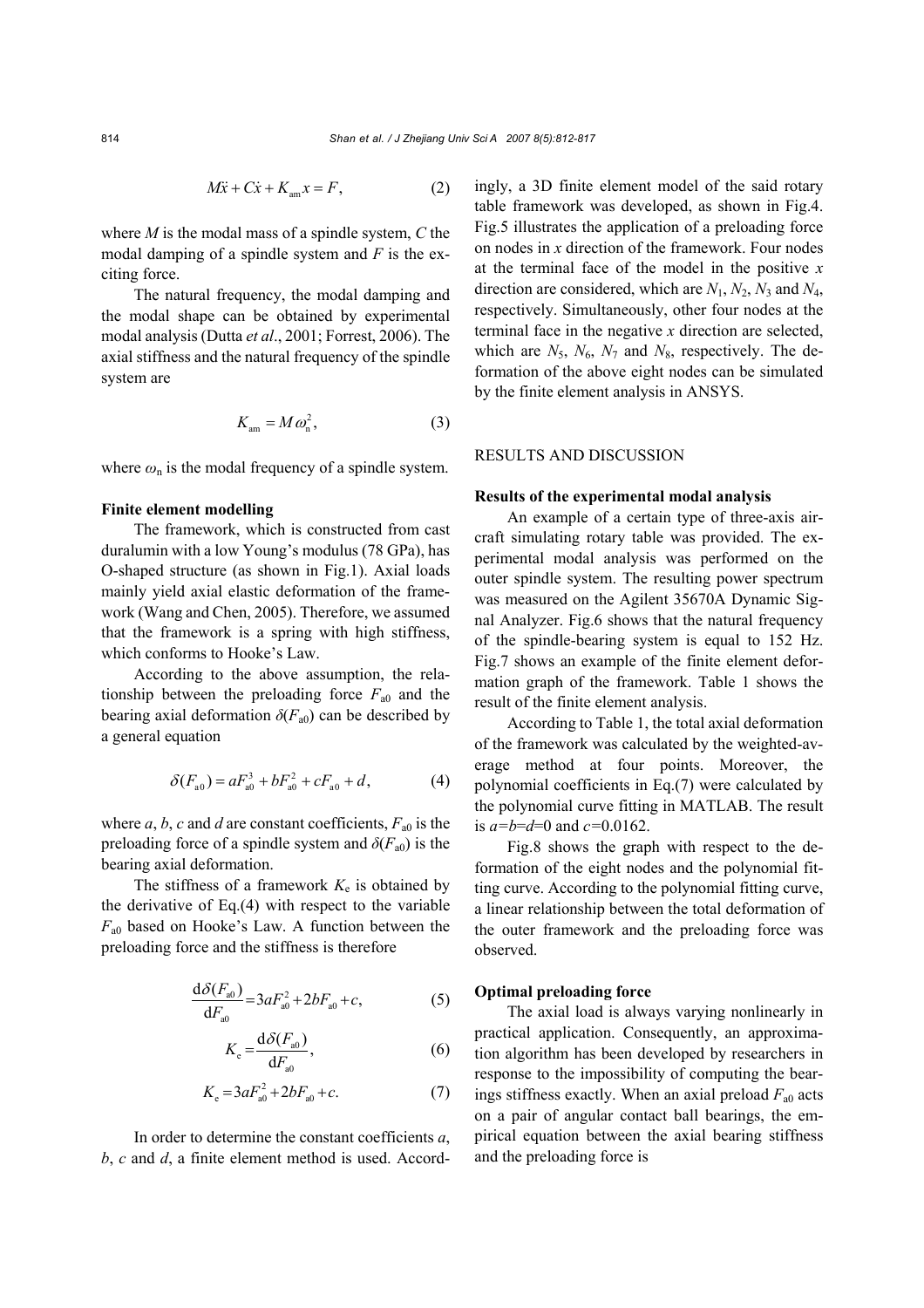$$M\ddot{x}+C\dot{x}+K_{\mathrm{am}}x=F, \tag{2}$$

where $M$ is the modal mass of a spindle system, $C$ the modal damping of a spindle system and $F$ is the exciting force.

The natural frequency, the modal damping and the modal shape can be obtained by experimental modal analysis (Dutta *et al*., 2001; Forrest, 2006). The axial stiffness and the natural frequency of the spindle system are

$$K_{\mathrm{am}}=M\omega_{\mathrm{n}}^{2}, \tag{3}$$

where $\omega_{\mathrm{n}}$ is the modal frequency of a spindle system.

**Finite element modelling**

The framework, which is constructed from cast duralumin with a low Young's modulus (78 GPa), has O-shaped structure (as shown in Fig.1). Axial loads mainly yield axial elastic deformation of the framework (Wang and Chen, 2005). Therefore, we assumed that the framework is a spring with high stiffness, which conforms to Hooke's Law.

According to the above assumption, the relationship between the preloading force $F_{\mathrm{a0}}$ and the bearing axial deformation $\delta(F_{\mathrm{a0}})$ can be described by a general equation

$$\delta(F_{\mathrm{a0}})=aF_{\mathrm{a0}}^{3}+bF_{\mathrm{a0}}^{2}+cF_{\mathrm{a0}}+d, \tag{4}$$

where $a$, $b$, $c$ and $d$ are constant coefficients, $F_{\mathrm{a0}}$ is the preloading force of a spindle system and $\delta(F_{\mathrm{a0}})$ is the bearing axial deformation.

The stiffness of a framework $K_{\mathrm{e}}$ is obtained by the derivative of Eq.(4) with respect to the variable $F_{\mathrm{a0}}$ based on Hooke's Law. A function between the preloading force and the stiffness is therefore

$$\frac{\mathrm{d}\delta(F_{\mathrm{a0}})}{\mathrm{d}F_{\mathrm{a0}}}=3aF_{\mathrm{a0}}^{2}+2bF_{\mathrm{a0}}+c, \tag{5}$$

$$K_{\mathrm{e}}=\frac{\mathrm{d}\delta(F_{\mathrm{a0}})}{\mathrm{d}F_{\mathrm{a0}}}, \tag{6}$$

$$K_{\mathrm{e}}=3aF_{\mathrm{a0}}^{2}+2bF_{\mathrm{a0}}+c. \tag{7}$$

In order to determine the constant coefficients $a$, $b$, $c$ and $d$, a finite element method is used. Accordingly, a 3D finite element model of the said rotary table framework was developed, as shown in Fig.4. Fig.5 illustrates the application of a preloading force on nodes in $x$ direction of the framework. Four nodes at the terminal face of the model in the positive $x$ direction are considered, which are $N_1$, $N_2$, $N_3$ and $N_4$, respectively. Simultaneously, other four nodes at the terminal face in the negative $x$ direction are selected, which are $N_5$, $N_6$, $N_7$ and $N_8$, respectively. The deformation of the above eight nodes can be simulated by the finite element analysis in ANSYS.

## RESULTS AND DISCUSSION

**Results of the experimental modal analysis**

An example of a certain type of three-axis aircraft simulating rotary table was provided. The experimental modal analysis was performed on the outer spindle system. The resulting power spectrum was measured on the Agilent 35670A Dynamic Signal Analyzer. Fig.6 shows that the natural frequency of the spindle-bearing system is equal to 152 Hz. Fig.7 shows an example of the finite element deformation graph of the framework. Table 1 shows the result of the finite element analysis.

According to Table 1, the total axial deformation of the framework was calculated by the weighted-average method at four points. Moreover, the polynomial coefficients in Eq.(7) were calculated by the polynomial curve fitting in MATLAB. The result is $a=b=d=0$ and $c=0.0162$.

Fig.8 shows the graph with respect to the deformation of the eight nodes and the polynomial fitting curve. According to the polynomial fitting curve, a linear relationship between the total deformation of the outer framework and the preloading force was observed.

**Optimal preloading force**

The axial load is always varying nonlinearly in practical application. Consequently, an approximation algorithm has been developed by researchers in response to the impossibility of computing the bearings stiffness exactly. When an axial preload $F_{\mathrm{a0}}$ acts on a pair of angular contact ball bearings, the empirical equation between the axial bearing stiffness and the preloading force is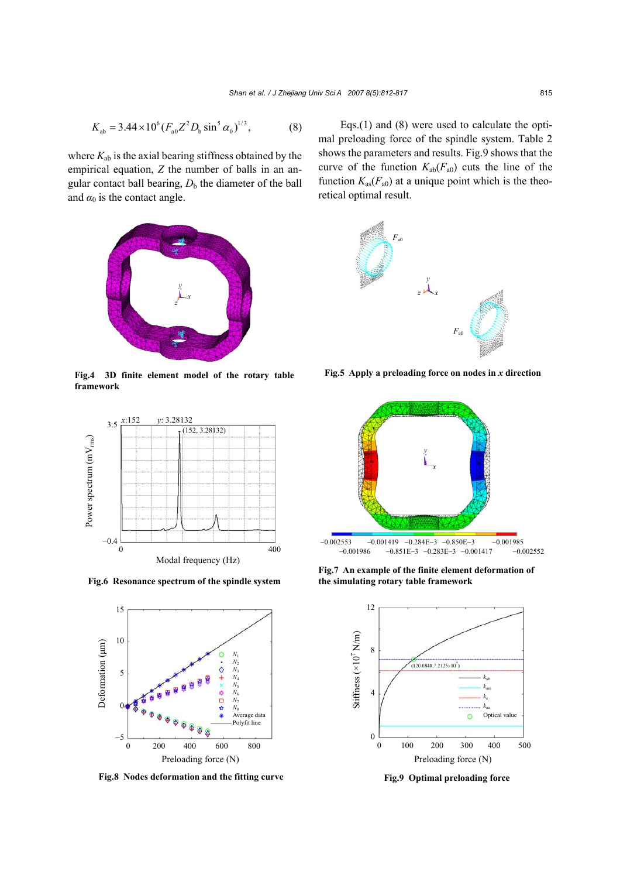$$K_{ab} = 3.44\times10^{6}(F_{a0}Z^{2}D_{b}\sin^{5}\alpha_{0})^{1/3}, \quad (8)$$

where $K_{ab}$ is the axial bearing stiffness obtained by the empirical equation, $Z$ the number of balls in an angular contact ball bearing, $D_b$ the diameter of the ball and $\alpha_0$ is the contact angle.

Eqs.(1) and (8) were used to calculate the optimal preloading force of the spindle system. Table 2 shows the parameters and results. Fig.9 shows that the curve of the function $K_{ab}(F_{a0})$ cuts the line of the function $K_{as}(F_{a0})$ at a unique point which is the theoretical optimal result.

**Fig.4 3D finite element model of the rotary table framework**

**Fig.5 Apply a preloading force on nodes in $x$ direction**

**Fig.6 Resonance spectrum of the spindle system**

**Fig.7 An example of the finite element deformation of the simulating rotary table framework**

**Fig.8 Nodes deformation and the fitting curve**

**Fig.9 Optimal preloading force**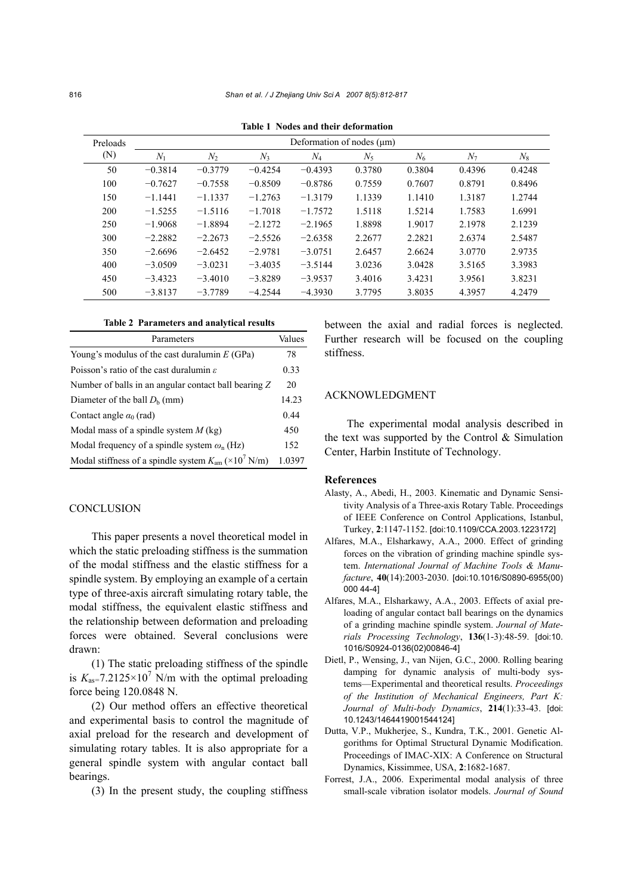**Table 1 Nodes and their deformation**

| Preloads (N) | Deformation of nodes (μm) | | | | | | | |
|---|---|---|---|---|---|---|---|---|
| | $N_1$ | $N_2$ | $N_3$ | $N_4$ | $N_5$ | $N_6$ | $N_7$ | $N_8$ |
| 50 | −0.3814 | −0.3779 | −0.4254 | −0.4393 | 0.3780 | 0.3804 | 0.4396 | 0.4248 |
| 100 | −0.7627 | −0.7558 | −0.8509 | −0.8786 | 0.7559 | 0.7607 | 0.8791 | 0.8496 |
| 150 | −1.1441 | −1.1337 | −1.2763 | −1.3179 | 1.1339 | 1.1410 | 1.3187 | 1.2744 |
| 200 | −1.5255 | −1.5116 | −1.7018 | −1.7572 | 1.5118 | 1.5214 | 1.7583 | 1.6991 |
| 250 | −1.9068 | −1.8894 | −2.1272 | −2.1965 | 1.8898 | 1.9017 | 2.1978 | 2.1239 |
| 300 | −2.2882 | −2.2673 | −2.5526 | −2.6358 | 2.2677 | 2.2821 | 2.6374 | 2.5487 |
| 350 | −2.6696 | −2.6452 | −2.9781 | −3.0751 | 2.6457 | 2.6624 | 3.0770 | 2.9735 |
| 400 | −3.0509 | −3.0231 | −3.4035 | −3.5144 | 3.0236 | 3.0428 | 3.5165 | 3.3983 |
| 450 | −3.4323 | −3.4010 | −3.8289 | −3.9537 | 3.4016 | 3.4231 | 3.9561 | 3.8231 |
| 500 | −3.8137 | −3.7789 | −4.2544 | −4.3930 | 3.7795 | 3.8035 | 4.3957 | 4.2479 |

**Table 2 Parameters and analytical results**

| Parameters | Values |
|---|---|
| Young's modulus of the cast duralumin $E$ (GPa) | 78 |
| Poisson's ratio of the cast duralumin $\varepsilon$ | 0.33 |
| Number of balls in an angular contact ball bearing $Z$ | 20 |
| Diameter of the ball $D_b$ (mm) | 14.23 |
| Contact angle $\alpha_0$ (rad) | 0.44 |
| Modal mass of a spindle system $M$ (kg) | 450 |
| Modal frequency of a spindle system $\omega_n$ (Hz) | 152 |
| Modal stiffness of a spindle system $K_{am}$ ($\times10^7$ N/m) | 1.0397 |

## CONCLUSION

This paper presents a novel theoretical model in which the static preloading stiffness is the summation of the modal stiffness and the elastic stiffness for a spindle system. By employing an example of a certain type of three-axis aircraft simulating rotary table, the modal stiffness, the equivalent elastic stiffness and the relationship between deformation and preloading forces were obtained. Several conclusions were drawn:

(1) The static preloading stiffness of the spindle is $K_{as}$=7.2125×$10^7$ N/m with the optimal preloading force being 120.0848 N.

(2) Our method offers an effective theoretical and experimental basis to control the magnitude of axial preload for the research and development of simulating rotary tables. It is also appropriate for a general spindle system with angular contact ball bearings.

(3) In the present study, the coupling stiffness between the axial and radial forces is neglected. Further research will be focused on the coupling stiffness.

## ACKNOWLEDGMENT

The experimental modal analysis described in the text was supported by the Control & Simulation Center, Harbin Institute of Technology.

## References

Alasty, A., Abedi, H., 2003. Kinematic and Dynamic Sensitivity Analysis of a Three-axis Rotary Table. Proceedings of IEEE Conference on Control Applications, Istanbul, Turkey, **2**:1147-1152. [doi:10.1109/CCA.2003.1223172]

Alfares, M.A., Elsharkawy, A.A., 2000. Effect of grinding forces on the vibration of grinding machine spindle system. *International Journal of Machine Tools & Manufacture*, **40**(14):2003-2030. [doi:10.1016/S0890-6955(00)000 44-4]

Alfares, M.A., Elsharkawy, A.A., 2003. Effects of axial preloading of angular contact ball bearings on the dynamics of a grinding machine spindle system. *Journal of Materials Processing Technology*, **136**(1-3):48-59. [doi:10.1016/S0924-0136(02)00846-4]

Dietl, P., Wensing, J., van Nijen, G.C., 2000. Rolling bearing damping for dynamic analysis of multi-body systems—Experimental and theoretical results. *Proceedings of the Institution of Mechanical Engineers, Part K: Journal of Multi-body Dynamics*, **214**(1):33-43. [doi:10.1243/1464419001544124]

Dutta, V.P., Mukherjee, S., Kundra, T.K., 2001. Genetic Algorithms for Optimal Structural Dynamic Modification. Proceedings of IMAC-XIX: A Conference on Structural Dynamics, Kissimmee, USA, **2**:1682-1687.

Forrest, J.A., 2006. Experimental modal analysis of three small-scale vibration isolator models. *Journal of Sound*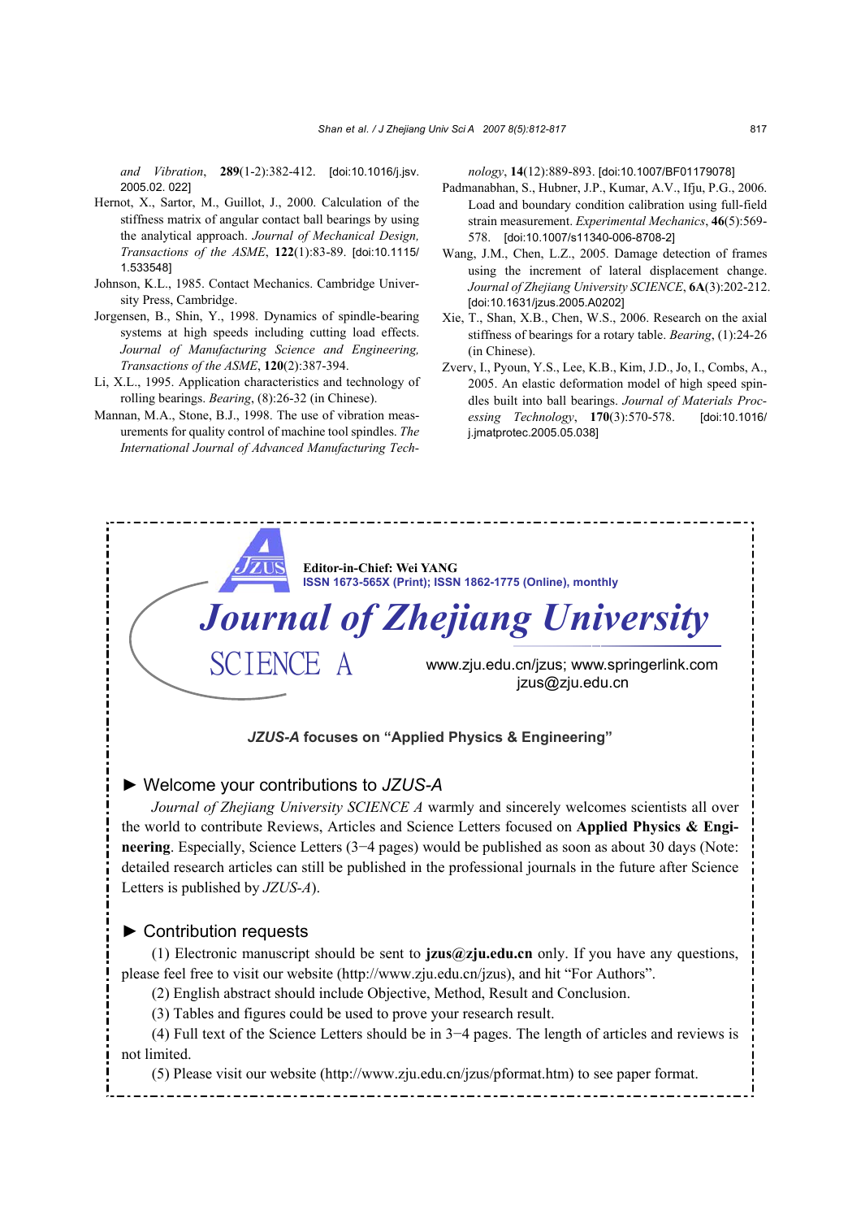*and Vibration*, **289**(1-2):382-412. [doi:10.1016/j.jsv.2005.02.022]

Hernot, X., Sartor, M., Guillot, J., 2000. Calculation of the stiffness matrix of angular contact ball bearings by using the analytical approach. *Journal of Mechanical Design, Transactions of the ASME*, **122**(1):83-89. [doi:10.1115/1.533548]

Johnson, K.L., 1985. Contact Mechanics. Cambridge University Press, Cambridge.

Jorgensen, B., Shin, Y., 1998. Dynamics of spindle-bearing systems at high speeds including cutting load effects. *Journal of Manufacturing Science and Engineering, Transactions of the ASME*, **120**(2):387-394.

Li, X.L., 1995. Application characteristics and technology of rolling bearings. *Bearing*, (8):26-32 (in Chinese).

Mannan, M.A., Stone, B.J., 1998. The use of vibration measurements for quality control of machine tool spindles. *The International Journal of Advanced Manufacturing Technology*, **14**(12):889-893. [doi:10.1007/BF01179078]

Padmanabhan, S., Hubner, J.P., Kumar, A.V., Ifju, P.G., 2006. Load and boundary condition calibration using full-field strain measurement. *Experimental Mechanics*, **46**(5):569-578. [doi:10.1007/s11340-006-8708-2]

Wang, J.M., Chen, L.Z., 2005. Damage detection of frames using the increment of lateral displacement change. *Journal of Zhejiang University SCIENCE*, **6A**(3):202-212. [doi:10.1631/jzus.2005.A0202]

Xie, T., Shan, X.B., Chen, W.S., 2006. Research on the axial stiffness of bearings for a rotary table. *Bearing*, (1):24-26 (in Chinese).

Zverv, I., Pyoun, Y.S., Lee, K.B., Kim, J.D., Jo, I., Combs, A., 2005. An elastic deformation model of high speed spindles built into ball bearings. *Journal of Materials Processing Technology*, **170**(3):570-578. [doi:10.1016/j.jmatprotec.2005.05.038]

---

JZUS

**Editor-in-Chief: Wei YANG**
**ISSN 1673-565X (Print); ISSN 1862-1775 (Online), monthly**

# *Journal of Zhejiang University*

SCIENCE A

www.zju.edu.cn/jzus; www.springerlink.com
jzus@zju.edu.cn

***JZUS-A*** **focuses on "Applied Physics & Engineering"**

## ► Welcome your contributions to *JZUS-A*

*Journal of Zhejiang University SCIENCE A* warmly and sincerely welcomes scientists all over the world to contribute Reviews, Articles and Science Letters focused on **Applied Physics & Engineering**. Especially, Science Letters (3−4 pages) would be published as soon as about 30 days (Note: detailed research articles can still be published in the professional journals in the future after Science Letters is published by *JZUS-A*).

## ► Contribution requests

(1) Electronic manuscript should be sent to **jzus@zju.edu.cn** only. If you have any questions, please feel free to visit our website (http://www.zju.edu.cn/jzus), and hit "For Authors".

(2) English abstract should include Objective, Method, Result and Conclusion.

(3) Tables and figures could be used to prove your research result.

(4) Full text of the Science Letters should be in 3−4 pages. The length of articles and reviews is not limited.

(5) Please visit our website (http://www.zju.edu.cn/jzus/pformat.htm) to see paper format.